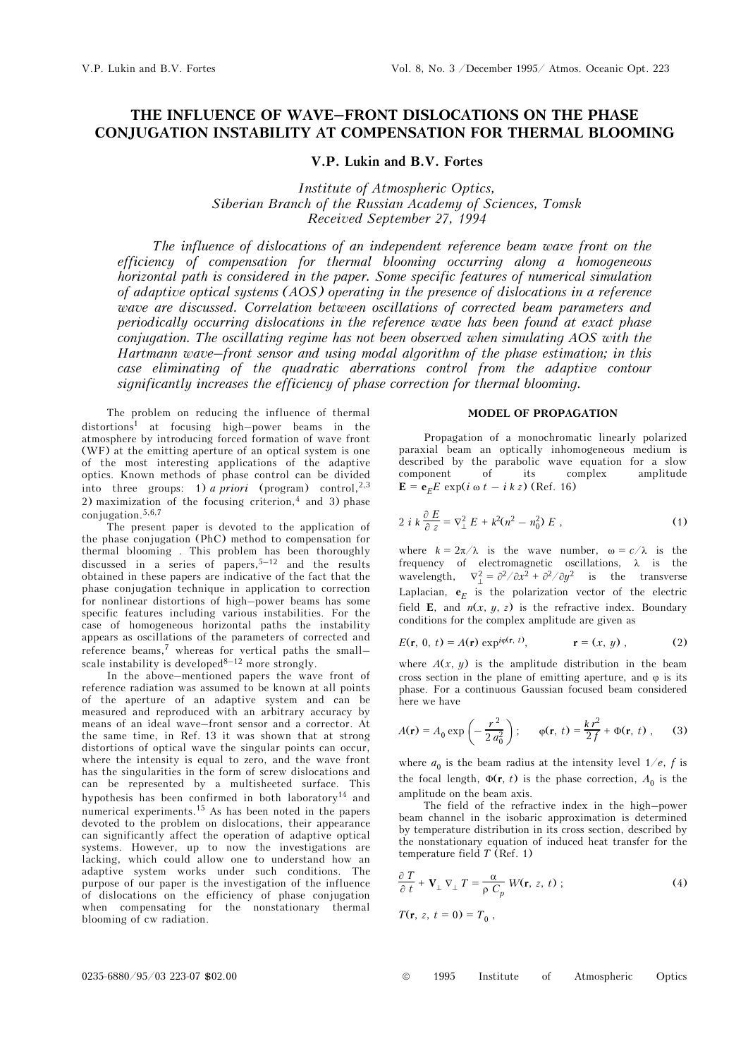# THE INFLUENCE OF WAVE–FRONT DISLOCATIONS ON THE PHASE CONJUGATION INSTABILITY AT COMPENSATION FOR THERMAL BLOOMING

**V.P. Lukin and B.V. Fortes**

*Institute of Atmospheric Optics,*
*Siberian Branch of the Russian Academy of Sciences, Tomsk*
*Received September 27, 1994*

*The influence of dislocations of an independent reference beam wave front on the efficiency of compensation for thermal blooming occurring along a homogeneous horizontal path is considered in the paper. Some specific features of numerical simulation of adaptive optical systems (AOS) operating in the presence of dislocations in a reference wave are discussed. Correlation between oscillations of corrected beam parameters and periodically occurring dislocations in the reference wave has been found at exact phase conjugation. The oscillating regime has not been observed when simulating AOS with the Hartmann wave–front sensor and using modal algorithm of the phase estimation; in this case eliminating of the quadratic aberrations control from the adaptive contour significantly increases the efficiency of phase correction for thermal blooming.*

The problem on reducing the influence of thermal distortions[1] at focusing high–power beams in the atmosphere by introducing forced formation of wave front (WF) at the emitting aperture of an optical system is one of the most interesting applications of the adaptive optics. Known methods of phase control can be divided into three groups: 1) *a priori* (program) control,[2,3] 2) maximization of the focusing criterion,[4] and 3) phase conjugation.[5,6,7]

The present paper is devoted to the application of the phase conjugation (PhC) method to compensation for thermal blooming . This problem has been thoroughly discussed in a series of papers,[5–12] and the results obtained in these papers are indicative of the fact that the phase conjugation technique in application to correction for nonlinear distortions of high–power beams has some specific features including various instabilities. For the case of homogeneous horizontal paths the instability appears as oscillations of the parameters of corrected and reference beams,[7] whereas for vertical paths the small–scale instability is developed[8–12] more strongly.

In the above–mentioned papers the wave front of reference radiation was assumed to be known at all points of the aperture of an adaptive system and can be measured and reproduced with an arbitrary accuracy by means of an ideal wave–front sensor and a corrector. At the same time, in Ref. 13 it was shown that at strong distortions of optical wave the singular points can occur, where the intensity is equal to zero, and the wave front has the singularities in the form of screw dislocations and can be represented by a multisheeted surface. This hypothesis has been confirmed in both laboratory[14] and numerical experiments.[15] As has been noted in the papers devoted to the problem on dislocations, their appearance can significantly affect the operation of adaptive optical systems. However, up to now the investigations are lacking, which could allow one to understand how an adaptive system works under such conditions. The purpose of our paper is the investigation of the influence of dislocations on the efficiency of phase conjugation when compensating for the nonstationary thermal blooming of cw radiation.

## MODEL OF PROPAGATION

Propagation of a monochromatic linearly polarized paraxial beam an optically inhomogeneous medium is described by the parabolic wave equation for a slow component of its complex amplitude $\mathbf{E} = \mathbf{e}_E E \exp(i\,\omega\,t - i\,k\,z)$ (Ref. 16)

$$2\,i\,k\,\frac{\partial E}{\partial z} = \nabla_\perp^2 E + k^2(n^2 - n_0^2)\,E\,, \qquad (1)$$

where $k = 2\pi/\lambda$ is the wave number, $\omega = c/\lambda$ is the frequency of electromagnetic oscillations, $\lambda$ is the wavelength, $\nabla_\perp^2 = \partial^2/\partial x^2 + \partial^2/\partial y^2$ is the transverse Laplacian, $\mathbf{e}_E$ is the polarization vector of the electric field $\mathbf{E}$, and $n(x, y, z)$ is the refractive index. Boundary conditions for the complex amplitude are given as

$$E(\mathbf{r},\,0,\,t) = A(\mathbf{r})\exp^{i\varphi(\mathbf{r},\,t)}, \qquad \mathbf{r} = (x,\,y)\,, \qquad (2)$$

where $A(x, y)$ is the amplitude distribution in the beam cross section in the plane of emitting aperture, and $\varphi$ is its phase. For a continuous Gaussian focused beam considered here we have

$$A(\mathbf{r}) = A_0\exp\left(-\frac{r^2}{2\,a_0^2}\right); \qquad \varphi(\mathbf{r},\,t) = \frac{k\,r^2}{2\,f} + \Phi(\mathbf{r},\,t)\,, \qquad (3)$$

where $a_0$ is the beam radius at the intensity level $1/e$, $f$ is the focal length, $\Phi(\mathbf{r}, t)$ is the phase correction, $A_0$ is the amplitude on the beam axis.

The field of the refractive index in the high–power beam channel in the isobaric approximation is determined by temperature distribution in its cross section, described by the nonstationary equation of induced heat transfer for the temperature field $T$ (Ref. 1)

$$\frac{\partial T}{\partial t} + \mathbf{V}_\perp \nabla_\perp T = \frac{\alpha}{\rho\,C_p}\,W(\mathbf{r},\,z,\,t)\,; \qquad (4)$$

$$T(\mathbf{r},\,z,\,t = 0) = T_0\,,$$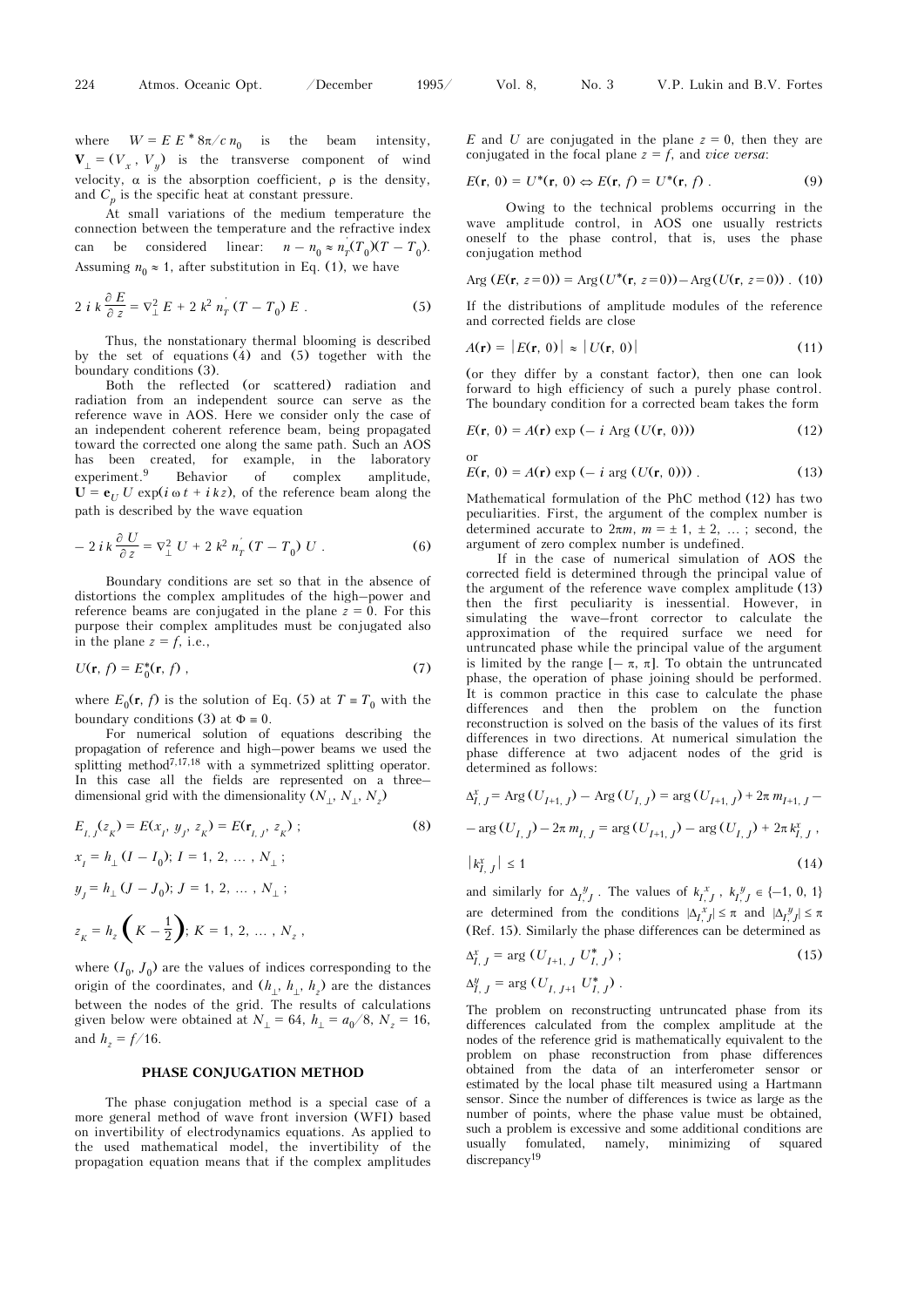where $W = E E^* 8\pi / c n_0$ is the beam intensity, $\mathbf{V}_\perp = (V_x, V_y)$ is the transverse component of wind velocity, $\alpha$ is the absorption coefficient, $\rho$ is the density, and $C_p$ is the specific heat at constant pressure.

At small variations of the medium temperature the connection between the temperature and the refractive index can be considered linear: $n - n_0 \approx n_T'(T_0)(T - T_0)$. Assuming $n_0 \approx 1$, after substitution in Eq. (1), we have

$$2 i k \frac{\partial E}{\partial z} = \nabla_\perp^2 E + 2 k^2 n_T' (T - T_0) E . \tag{5}$$

Thus, the nonstationary thermal blooming is described by the set of equations (4) and (5) together with the boundary conditions (3).

Both the reflected (or scattered) radiation and radiation from an independent source can serve as the reference wave in AOS. Here we consider only the case of an independent coherent reference beam, being propagated toward the corrected one along the same path. Such an AOS has been created, for example, in the laboratory experiment.[9] Behavior of complex amplitude, $\mathbf{U} = \mathbf{e}_U U \exp(i \omega t + i k z)$, of the reference beam along the path is described by the wave equation

$$- 2 i k \frac{\partial U}{\partial z} = \nabla_\perp^2 U + 2 k^2 n_T' (T - T_0) U . \tag{6}$$

Boundary conditions are set so that in the absence of distortions the complex amplitudes of the high–power and reference beams are conjugated in the plane $z = 0$. For this purpose their complex amplitudes must be conjugated also in the plane $z = f$, i.e.,

$$U(\mathbf{r}, f) = E_0^*(\mathbf{r}, f) , \tag{7}$$

where $E_0(\mathbf{r}, f)$ is the solution of Eq. (5) at $T \equiv T_0$ with the boundary conditions (3) at $\Phi \equiv 0$.

For numerical solution of equations describing the propagation of reference and high–power beams we used the splitting method[7,17,18] with a symmetrized splitting operator. In this case all the fields are represented on a three–dimensional grid with the dimensionality $(N_\perp, N_\perp, N_z)$

$$E_{I,J}(z_K) = E(x_I, y_J, z_K) = E(\mathbf{r}_{I,J}, z_K) ; \tag{8}$$

$$x_I = h_\perp (I - I_0);\ I = 1, 2, \ldots, N_\perp ;$$

$$y_J = h_\perp (J - J_0);\ J = 1, 2, \ldots, N_\perp ;$$

$$z_K = h_z \left( K - \frac{1}{2} \right);\ K = 1, 2, \ldots, N_z ,$$

where $(I_0, J_0)$ are the values of indices corresponding to the origin of the coordinates, and $(h_\perp, h_\perp, h_z)$ are the distances between the nodes of the grid. The results of calculations given below were obtained at $N_\perp = 64$, $h_\perp = a_0/8$, $N_z = 16$, and $h_z = f/16$.

## PHASE CONJUGATION METHOD

The phase conjugation method is a special case of a more general method of wave front inversion (WFI) based on invertibility of electrodynamics equations. As applied to the used mathematical model, the invertibility of the propagation equation means that if the complex amplitudes $E$ and $U$ are conjugated in the plane $z = 0$, then they are conjugated in the focal plane $z = f$, and *vice versa*:

$$E(\mathbf{r}, 0) = U^*(\mathbf{r}, 0) \Leftrightarrow E(\mathbf{r}, f) = U^*(\mathbf{r}, f) . \tag{9}$$

Owing to the technical problems occurring in the wave amplitude control, in AOS one usually restricts oneself to the phase control, that is, uses the phase conjugation method

$$\mathrm{Arg}\,(E(\mathbf{r}, z = 0)) = \mathrm{Arg}(U^*(\mathbf{r}, z = 0)) - \mathrm{Arg}(U(\mathbf{r}, z = 0)) . \tag{10}$$

If the distributions of amplitude modules of the reference and corrected fields are close

$$A(\mathbf{r}) = |E(\mathbf{r}, 0)| \approx |U(\mathbf{r}, 0)| \tag{11}$$

(or they differ by a constant factor), then one can look forward to high efficiency of such a purely phase control. The boundary condition for a corrected beam takes the form

$$E(\mathbf{r}, 0) = A(\mathbf{r}) \exp\,(- i\ \mathrm{Arg}\ (U(\mathbf{r}, 0))) \tag{12}$$

or

$$E(\mathbf{r}, 0) = A(\mathbf{r}) \exp\,(- i\ \arg\ (U(\mathbf{r}, 0))) . \tag{13}$$

Mathematical formulation of the PhC method (12) has two peculiarities. First, the argument of the complex number is determined accurate to $2\pi m$, $m = \pm 1, \pm 2, \ldots$ ; second, the argument of zero complex number is undefined.

If in the case of numerical simulation of AOS the corrected field is determined through the principal value of the argument of the reference wave complex amplitude (13) then the first peculiarity is inessential. However, in simulating the wave–front corrector to calculate the approximation of the required surface we need for untruncated phase while the principal value of the argument is limited by the range $[-\pi, \pi]$. To obtain the untruncated phase, the operation of phase joining should be performed. It is common practice in this case to calculate the phase differences and then the problem on the function reconstruction is solved on the basis of the values of its first differences in two directions. At numerical simulation the phase difference at two adjacent nodes of the grid is determined as follows:

$$\Delta_{I,J}^x = \mathrm{Arg}\,(U_{I+1,J}) - \mathrm{Arg}\,(U_{I,J}) = \arg\,(U_{I+1,J}) + 2\pi\, m_{I+1,J} -$$

$$- \arg\,(U_{I,J}) - 2\pi\, m_{I,J} = \arg\,(U_{I+1,J}) - \arg\,(U_{I,J}) + 2\pi\, k_{I,J}^x ,$$

$$|k_{I,J}^x| \le 1 \tag{14}$$

and similarly for $\Delta_{I,J}^y$. The values of $k_{I,J}^x$, $k_{I,J}^y \in \{-1, 0, 1\}$ are determined from the conditions $|\Delta_{I,J}^x| \le \pi$ and $|\Delta_{I,J}^y| \le \pi$ (Ref. 15). Similarly the phase differences can be determined as

$$\Delta_{I,J}^x = \arg\,(U_{I+1,J}\, U_{I,J}^*) ; \tag{15}$$

$$\Delta_{I,J}^y = \arg\,(U_{I,J+1}\, U_{I,J}^*) .$$

The problem on reconstructing untruncated phase from its differences calculated from the complex amplitude at the nodes of the reference grid is mathematically equivalent to the problem on phase reconstruction from phase differences obtained from the data of an interferometer sensor or estimated by the local phase tilt measured using a Hartmann sensor. Since the number of differences is twice as large as the number of points, where the phase value must be obtained, such a problem is excessive and some additional conditions are usually fomulated, namely, minimizing of squared discrepancy[19]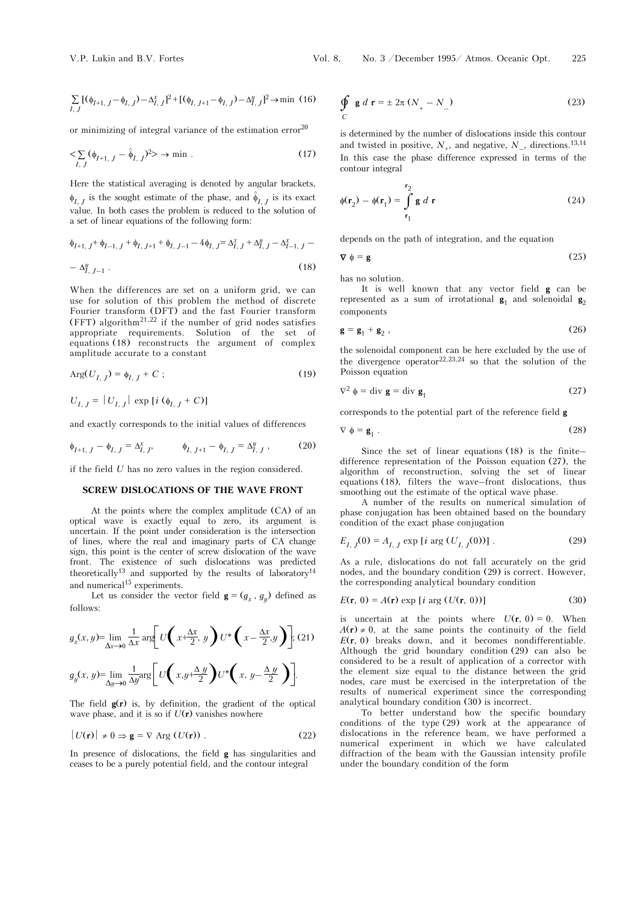$$\sum_{I,J} [(\phi_{I+1,J} - \phi_{I,J}) - \Delta^x_{I,J}]^2 + [(\phi_{I,J+1} - \phi_{I,J}) - \Delta^y_{I,J}]^2 \to \min \quad (16)$$

or minimizing of integral variance of the estimation error[20]

$$< \sum_{I,J} (\phi_{I+1,J} - \hat{\phi}_{I,J})^2 > \to \min . \quad (17)$$

Here the statistical averaging is denoted by angular brackets, $\phi_{I,J}$ is the sought estimate of the phase, and $\hat{\phi}_{I,J}$ is its exact value. In both cases the problem is reduced to the solution of a set of linear equations of the following form:

$$\phi_{I+1,J} + \phi_{I-1,J} + \phi_{I,J+1} + \phi_{I,J-1} - 4\phi_{I,J} = \Delta^x_{I,J} + \Delta^y_{I,J} - \Delta^x_{I-1,J} - \Delta^y_{I,J-1} . \quad (18)$$

When the differences are set on a uniform grid, we can use for solution of this problem the method of discrete Fourier transform (DFT) and the fast Fourier transform (FFT) algorithm[21,22] if the number of grid nodes satisfies appropriate requirements. Solution of the set of equations (18) reconstructs the argument of complex amplitude accurate to a constant

$$\mathrm{Arg}(U_{I,J}) = \phi_{I,J} + C ; \quad (19)$$

$$U_{I,J} = |U_{I,J}| \exp [i (\phi_{I,J} + C)]$$

and exactly corresponds to the initial values of differences

$$\phi_{I+1,J} - \phi_{I,J} = \Delta^x_{I,J}, \qquad \phi_{I,J+1} - \phi_{I,J} = \Delta^y_{I,J} , \quad (20)$$

if the field $U$ has no zero values in the region considered.

## SCREW DISLOCATIONS OF THE WAVE FRONT

At the points where the complex amplitude (CA) of an optical wave is exactly equal to zero, its argument is uncertain. If the point under consideration is the intersection of lines, where the real and imaginary parts of CA change sign, this point is the center of screw dislocation of the wave front. The existence of such dislocations was predicted theoretically[13] and supported by the results of laboratory[14] and numerical[15] experiments.

Let us consider the vector field $\mathbf{g} = (g_x , g_y)$ defined as follows:

$$g_x(x, y) = \lim_{\Delta x \to 0} \frac{1}{\Delta x} \arg\left[ U\left( x + \frac{\Delta x}{2}, y \right) U^*\left( x - \frac{\Delta x}{2}, y \right) \right]; \quad (21)$$

$$g_y(x, y) = \lim_{\Delta y \to 0} \frac{1}{\Delta y} \arg\left[ U\left( x, y + \frac{\Delta y}{2} \right) U^*\left( x, y - \frac{\Delta y}{2} \right) \right].$$

The field $\mathbf{g}(\mathbf{r})$ is, by definition, the gradient of the optical wave phase, and it is so if $U(\mathbf{r})$ vanishes nowhere

$$|U(\mathbf{r})| \neq 0 \Rightarrow \mathbf{g} = \nabla \, \mathrm{Arg}\, (U(\mathbf{r})) . \quad (22)$$

In presence of dislocations, the field $\mathbf{g}$ has singularities and ceases to be a purely potential field, and the contour integral

$$\oint_C \mathbf{g} \, d\, \mathbf{r} = \pm\, 2\pi\, (N_+ - N_-) \quad (23)$$

is determined by the number of dislocations inside this contour and twisted in positive, $N_+$, and negative, $N_-$, directions.[13,14] In this case the phase difference expressed in terms of the contour integral

$$\phi(\mathbf{r}_2) - \phi(\mathbf{r}_1) = \int_{\mathbf{r}_1}^{\mathbf{r}_2} \mathbf{g} \, d\, \mathbf{r} \quad (24)$$

depends on the path of integration, and the equation

$$\nabla \phi = \mathbf{g} \quad (25)$$

has no solution.

It is well known that any vector field $\mathbf{g}$ can be represented as a sum of irrotational $\mathbf{g}_1$ and solenoidal $\mathbf{g}_2$ components

$$\mathbf{g} = \mathbf{g}_1 + \mathbf{g}_2 , \quad (26)$$

the solenoidal component can be here excluded by the use of the divergence operator[22,23,24] so that the solution of the Poisson equation

$$\nabla^2 \phi = \mathrm{div}\, \mathbf{g} = \mathrm{div}\, \mathbf{g}_1 \quad (27)$$

corresponds to the potential part of the reference field $\mathbf{g}$

$$\nabla \phi = \mathbf{g}_1 . \quad (28)$$

Since the set of linear equations (18) is the finite–difference representation of the Poisson equation (27), the algorithm of reconstruction, solving the set of linear equations (18), filters the wave–front dislocations, thus smoothing out the estimate of the optical wave phase.

A number of the results on numerical simulation of phase conjugation has been obtained based on the boundary condition of the exact phase conjugation

$$E_{I,J}(0) = A_{I,J} \exp [i \arg (U_{I,J}(0))] . \quad (29)$$

As a rule, dislocations do not fall accurately on the grid nodes, and the boundary condition (29) is correct. However, the corresponding analytical boundary condition

$$E(\mathbf{r}, 0) = A(\mathbf{r}) \exp [i \arg (U(\mathbf{r}, 0))] \quad (30)$$

is uncertain at the points where $U(\mathbf{r}, 0) = 0$. When $A(\mathbf{r}) \neq 0$, at the same points the continuity of the field $E(\mathbf{r}, 0)$ breaks down, and it becomes nondifferentiable. Although the grid boundary condition (29) can also be considered to be a result of application of a corrector with the element size equal to the distance between the grid nodes, care must be exercised in the interpretation of the results of numerical experiment since the corresponding analytical boundary condition (30) is incorrect.

To better understand how the specific boundary conditions of the type (29) work at the appearance of dislocations in the reference beam, we have performed a numerical experiment in which we have calculated diffraction of the beam with the Gaussian intensity profile under the boundary condition of the form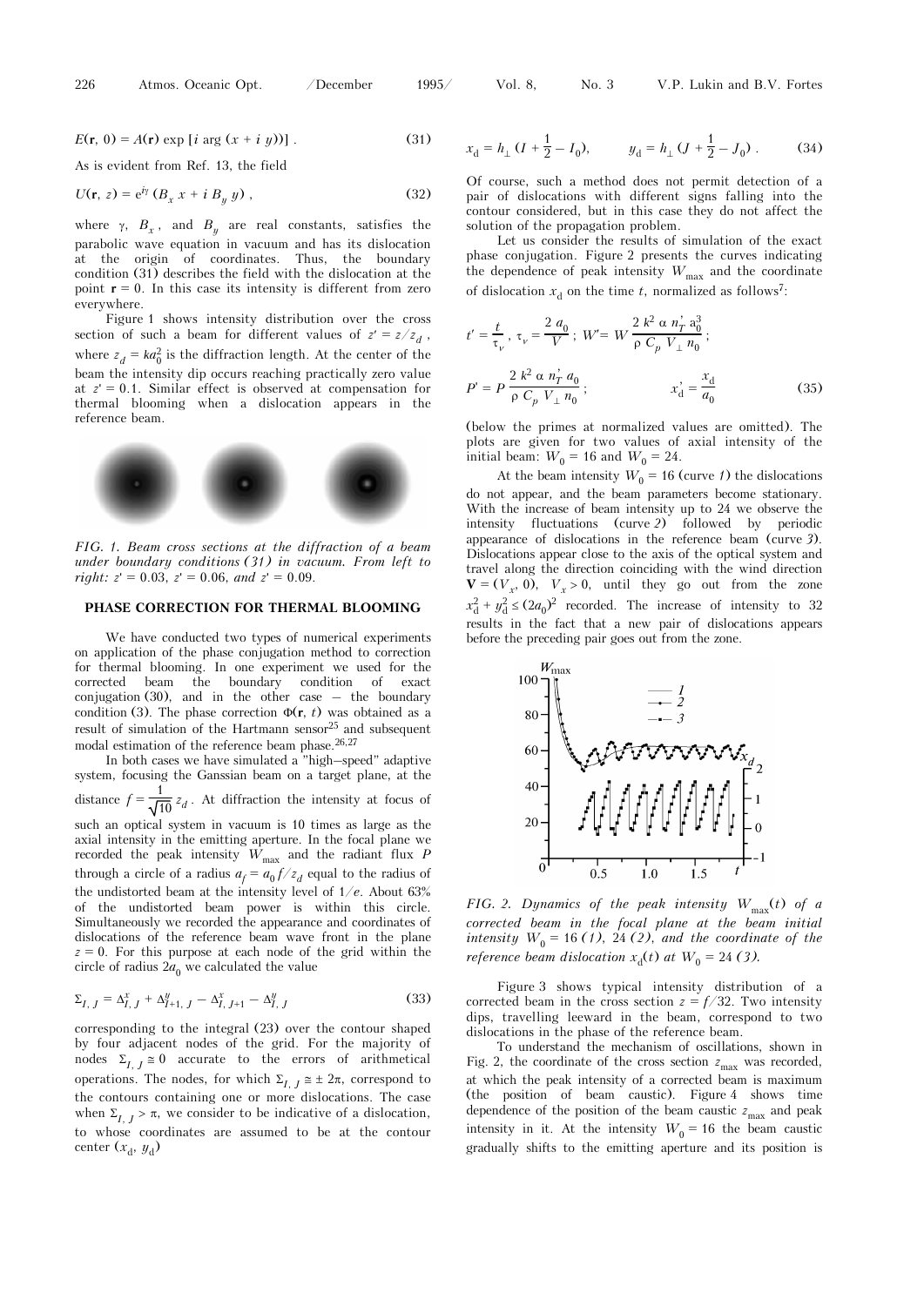$$E(\mathbf{r}, 0) = A(\mathbf{r}) \exp [i \arg (x + i y)] . \quad (31)$$

As is evident from Ref. 13, the field

$$U(\mathbf{r}, z) = e^{i\gamma} (B_x x + i B_y y) , \quad (32)$$

where $\gamma$, $B_x$, and $B_y$ are real constants, satisfies the parabolic wave equation in vacuum and has its dislocation at the origin of coordinates. Thus, the boundary condition (31) describes the field with the dislocation at the point $\mathbf{r} = 0$. In this case its intensity is different from zero everywhere.

Figure 1 shows intensity distribution over the cross section of such a beam for different values of $z' = z/z_d$, where $z_d = ka_0^2$ is the diffraction length. At the center of the beam the intensity dip occurs reaching practically zero value at $z' = 0.1$. Similar effect is observed at compensation for thermal blooming when a dislocation appears in the reference beam.

*FIG. 1. Beam cross sections at the diffraction of a beam under boundary conditions (31) in vacuum. From left to right: $z' = 0.03$, $z' = 0.06$, and $z' = 0.09$.*

## PHASE CORRECTION FOR THERMAL BLOOMING

We have conducted two types of numerical experiments on application of the phase conjugation method to correction for thermal blooming. In one experiment we used for the corrected beam the boundary condition of exact conjugation (30), and in the other case – the boundary condition (3). The phase correction $\Phi(\mathbf{r}, t)$ was obtained as a result of simulation of the Hartmann sensor[25] and subsequent modal estimation of the reference beam phase.[26,27]

In both cases we have simulated a "high–speed" adaptive system, focusing the Ganssian beam on a target plane, at the distance $f = \frac{1}{\sqrt{10}} z_d$. At diffraction the intensity at focus of such an optical system in vacuum is 10 times as large as the axial intensity in the emitting aperture. In the focal plane we recorded the peak intensity $W_{max}$ and the radiant flux $P$ through a circle of a radius $a_f = a_0 f/z_d$ equal to the radius of the undistorted beam at the intensity level of $1/e$. About 63% of the undistorted beam power is within this circle. Simultaneously we recorded the appearance and coordinates of dislocations of the reference beam wave front in the plane $z = 0$. For this purpose at each node of the grid within the circle of radius $2a_0$ we calculated the value

$$\Sigma_{I,\,J} = \Delta^x_{I,\,J} + \Delta^y_{I+1,\,J} - \Delta^x_{I,\,J+1} - \Delta^y_{I,\,J} \quad (33)$$

corresponding to the integral (23) over the contour shaped by four adjacent nodes of the grid. For the majority of nodes $\Sigma_{I,\,J} \cong 0$ accurate to the errors of arithmetical operations. The nodes, for which $\Sigma_{I,\,J} \cong \pm 2\pi$, correspond to the contours containing one or more dislocations. The case when $\Sigma_{I,\,J} > \pi$, we consider to be indicative of a dislocation, to whose coordinates are assumed to be at the contour center $(x_d, y_d)$

$$x_d = h_\perp (I + \tfrac{1}{2} - I_0), \qquad y_d = h_\perp (J + \tfrac{1}{2} - J_0) . \quad (34)$$

Of course, such a method does not permit detection of a pair of dislocations with different signs falling into the contour considered, but in this case they do not affect the solution of the propagation problem.

Let us consider the results of simulation of the exact phase conjugation. Figure 2 presents the curves indicating the dependence of peak intensity $W_{max}$ and the coordinate of dislocation $x_d$ on the time $t$, normalized as follows[7]:

$$t' = \frac{t}{\tau_v},\ \tau_v = \frac{2\,a_0}{V};\ W' = W\,\frac{2\,k^2\,\alpha\,n'_T\,a_0^3}{\rho\,C_p\,V_\perp\,n_0};$$

$$P' = P\,\frac{2\,k^2\,\alpha\,n'_T\,a_0}{\rho\,C_p\,V_\perp\,n_0}; \qquad x'_d = \frac{x_d}{a_0} \quad (35)$$

(below the primes at normalized values are omitted). The plots are given for two values of axial intensity of the initial beam: $W_0 = 16$ and $W_0 = 24$.

At the beam intensity $W_0 = 16$ (curve *1*) the dislocations do not appear, and the beam parameters become stationary. With the increase of beam intensity up to 24 we observe the intensity fluctuations (curve *2*) followed by periodic appearance of dislocations in the reference beam (curve *3*). Dislocations appear close to the axis of the optical system and travel along the direction coinciding with the wind direction $\mathbf{V} = (V_x, 0)$, $V_x > 0$, until they go out from the zone $x_d^2 + y_d^2 \le (2a_0)^2$ recorded. The increase of intensity to 32 results in the fact that a new pair of dislocations appears before the preceding pair goes out from the zone.

*FIG. 2. Dynamics of the peak intensity $W_{max}(t)$ of a corrected beam in the focal plane at the beam initial intensity $W_0 = 16$ (1), 24 (2), and the coordinate of the reference beam dislocation $x_d(t)$ at $W_0 = 24$ (3).*

Figure 3 shows typical intensity distribution of a corrected beam in the cross section $z = f/32$. Two intensity dips, travelling leeward in the beam, correspond to two dislocations in the phase of the reference beam.

To understand the mechanism of oscillations, shown in Fig. 2, the coordinate of the cross section $z_{max}$ was recorded, at which the peak intensity of a corrected beam is maximum (the position of beam caustic). Figure 4 shows time dependence of the position of the beam caustic $z_{max}$ and peak intensity in it. At the intensity $W_0 = 16$ the beam caustic gradually shifts to the emitting aperture and its position is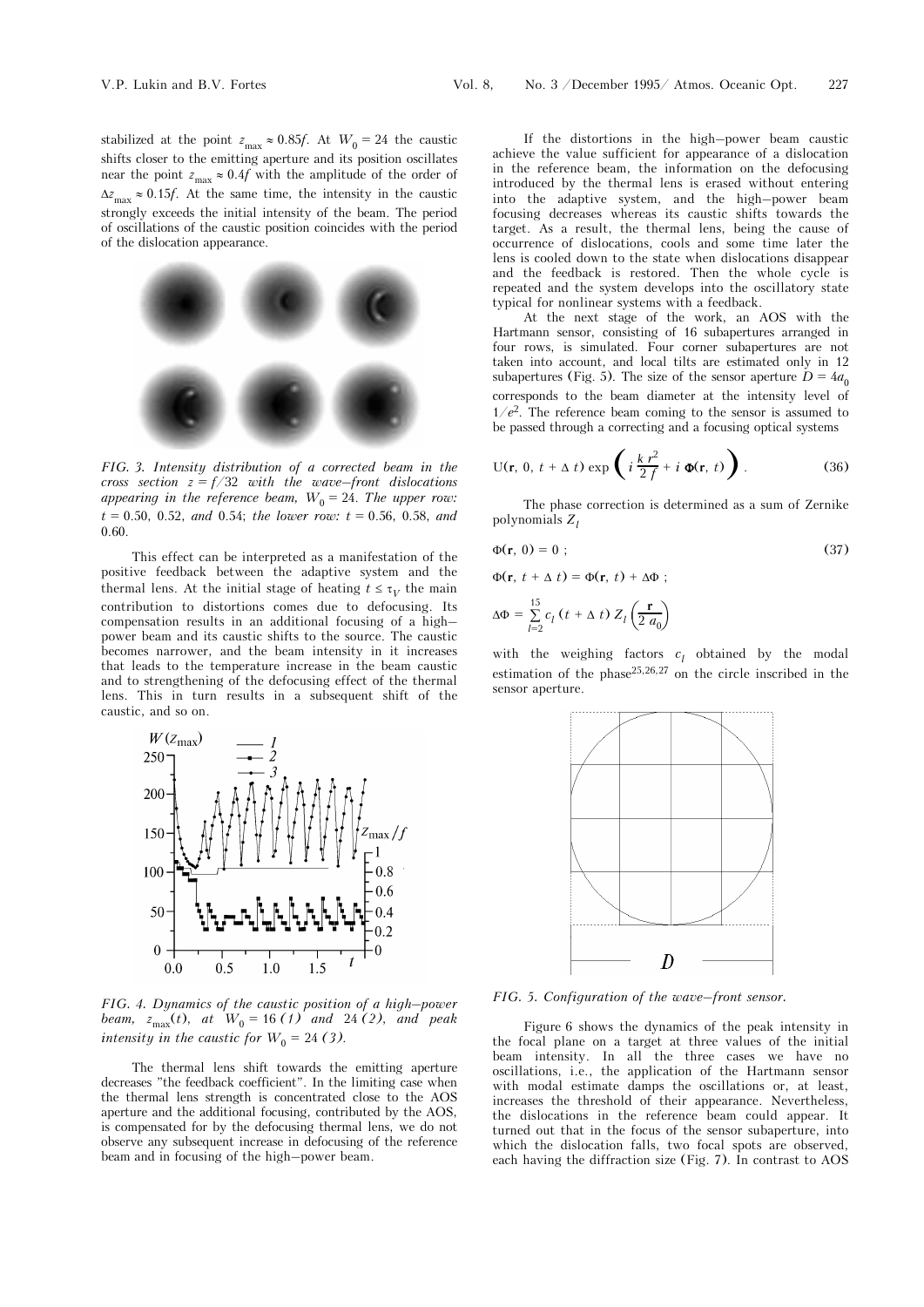stabilized at the point $z_{max} \approx 0.85f$. At $W_0 = 24$ the caustic shifts closer to the emitting aperture and its position oscillates near the point $z_{max} \approx 0.4f$ with the amplitude of the order of $\Delta z_{max} \approx 0.15f$. At the same time, the intensity in the caustic strongly exceeds the initial intensity of the beam. The period of oscillations of the caustic position coincides with the period of the dislocation appearance.

*FIG. 3. Intensity distribution of a corrected beam in the cross section $z = f/32$ with the wave–front dislocations appearing in the reference beam, $W_0 = 24$. The upper row: $t = 0.50$, 0.52, and 0.54; the lower row: $t = 0.56$, 0.58, and 0.60.*

This effect can be interpreted as a manifestation of the positive feedback between the adaptive system and the thermal lens. At the initial stage of heating $t \le \tau_V$ the main contribution to distortions comes due to defocusing. Its compensation results in an additional focusing of a high–power beam and its caustic shifts to the source. The caustic becomes narrower, and the beam intensity in it increases that leads to the temperature increase in the beam caustic and to strengthening of the defocusing effect of the thermal lens. This in turn results in a subsequent shift of the caustic, and so on.

*FIG. 4. Dynamics of the caustic position of a high–power beam, $z_{max}(t)$, at $W_0 = 16$ (1) and 24 (2), and peak intensity in the caustic for $W_0 = 24$ (3).*

The thermal lens shift towards the emitting aperture decreases "the feedback coefficient". In the limiting case when the thermal lens strength is concentrated close to the AOS aperture and the additional focusing, contributed by the AOS, is compensated for by the defocusing thermal lens, we do not observe any subsequent increase in defocusing of the reference beam and in focusing of the high–power beam.

If the distortions in the high–power beam caustic achieve the value sufficient for appearance of a dislocation in the reference beam, the information on the defocusing introduced by the thermal lens is erased without entering into the adaptive system, and the high–power beam focusing decreases whereas its caustic shifts towards the target. As a result, the thermal lens, being the cause of occurrence of dislocations, cools and some time later the lens is cooled down to the state when dislocations disappear and the feedback is restored. Then the whole cycle is repeated and the system develops into the oscillatory state typical for nonlinear systems with a feedback.

At the next stage of the work, an AOS with the Hartmann sensor, consisting of 16 subapertures arranged in four rows, is simulated. Four corner subapertures are not taken into account, and local tilts are estimated only in 12 subapertures (Fig. 5). The size of the sensor aperture $D = 4a_0$ corresponds to the beam diameter at the intensity level of $1/e^2$. The reference beam coming to the sensor is assumed to be passed through a correcting and a focusing optical systems

$$U(\mathbf{r}, 0, t + \Delta t) \exp\left( i \frac{k\, r^2}{2\, f} + i\, \Phi(\mathbf{r}, t) \right). \tag{36}$$

The phase correction is determined as a sum of Zernike polynomials $Z_l$

$$\Phi(\mathbf{r}, 0) = 0\ ; \tag{37}$$

$$\Phi(\mathbf{r}, t + \Delta t) = \Phi(\mathbf{r}, t) + \Delta\Phi\ ;$$

$$\Delta\Phi = \sum_{l=2}^{15} c_l\,(t + \Delta t)\, Z_l\left(\frac{\mathbf{r}}{2\, a_0}\right)$$

with the weighing factors $c_l$ obtained by the modal estimation of the phase[25,26,27] on the circle inscribed in the sensor aperture.

*FIG. 5. Configuration of the wave–front sensor.*

Figure 6 shows the dynamics of the peak intensity in the focal plane on a target at three values of the initial beam intensity. In all the three cases we have no oscillations, i.e., the application of the Hartmann sensor with modal estimate damps the oscillations or, at least, increases the threshold of their appearance. Nevertheless, the dislocations in the reference beam could appear. It turned out that in the focus of the sensor subaperture, into which the dislocation falls, two focal spots are observed, each having the diffraction size (Fig. 7). In contrast to AOS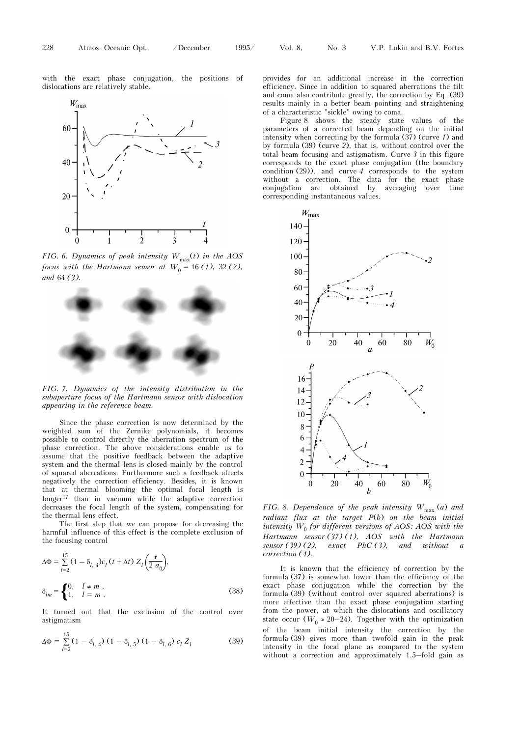with the exact phase conjugation, the positions of dislocations are relatively stable.

FIG. 6. *Dynamics of peak intensity $W_{max}(t)$ in the AOS focus with the Hartmann sensor at $W_0 = 16$ (1), 32 (2), and 64 (3).*

FIG. 7. *Dynamics of the intensity distribution in the subaperture focus of the Hartmann sensor with dislocation appearing in the reference beam.*

Since the phase correction is now determined by the weighted sum of the Zernike polynomials, it becomes possible to control directly the aberration spectrum of the phase correction. The above considerations enable us to assume that the positive feedback between the adaptive system and the thermal lens is closed mainly by the control of squared aberrations. Furthermore such a feedback affects negatively the correction efficiency. Besides, it is known that at thermal blooming the optimal focal length is longer[17] than in vacuum while the adaptive correction decreases the focal length of the system, compensating for the thermal lens effect.

The first step that we can propose for decreasing the harmful influence of this effect is the complete exclusion of the focusing control

$$\Delta\Phi = \sum_{l=2}^{15} (1 - \delta_{l,4}) c_l (t + \Delta t)\, Z_l\left(\frac{\mathbf{r}}{2\, a_0}\right),$$

$$\delta_{lm} = \begin{cases} 0, & l \neq m\,, \\ 1, & l = m\,. \end{cases} \tag{38}$$

It turned out that the exclusion of the control over astigmatism

$$\Delta\Phi = \sum_{l=2}^{15} (1 - \delta_{l,4})\,(1 - \delta_{l,5})\,(1 - \delta_{l,6})\, c_l\, Z_l \tag{39}$$

provides for an additional increase in the correction efficiency. Since in addition to squared aberrations the tilt and coma also contribute greatly, the correction by Eq. (39) results mainly in a better beam pointing and straightening of a characteristic "sickle" owing to coma.

Figure 8 shows the steady state values of the parameters of a corrected beam depending on the initial intensity when correcting by the formula (37) (curve *1*) and by formula (39) (curve *2*), that is, without control over the total beam focusing and astigmatism. Curve *3* in this figure corresponds to the exact phase conjugation (the boundary condition (29)), and curve *4* corresponds to the system without a correction. The data for the exact phase conjugation are obtained by averaging over time corresponding instantaneous values.

FIG. 8. *Dependence of the peak intensity $W_{max}$ (a) and radiant flux at the target $P$(b) on the beam initial intensity $W_0$ for different versions of AOS: AOS with the Hartmann sensor (37) (1), AOS with the Hartmann sensor (39) (2), exact PhC (3), and without a correction (4).*

It is known that the efficiency of correction by the formula (37) is somewhat lower than the efficiency of the exact phase conjugation while the correction by the formula (39) (without control over squared aberrations) is more effective than the exact phase conjugation starting from the power, at which the dislocations and oscillatory state occur ($W_0 \approx 20$–$24$). Together with the optimization of the beam initial intensity the correction by the formula (39) gives more than twofold gain in the peak intensity in the focal plane as compared to the system without a correction and approximately 1.5–fold gain as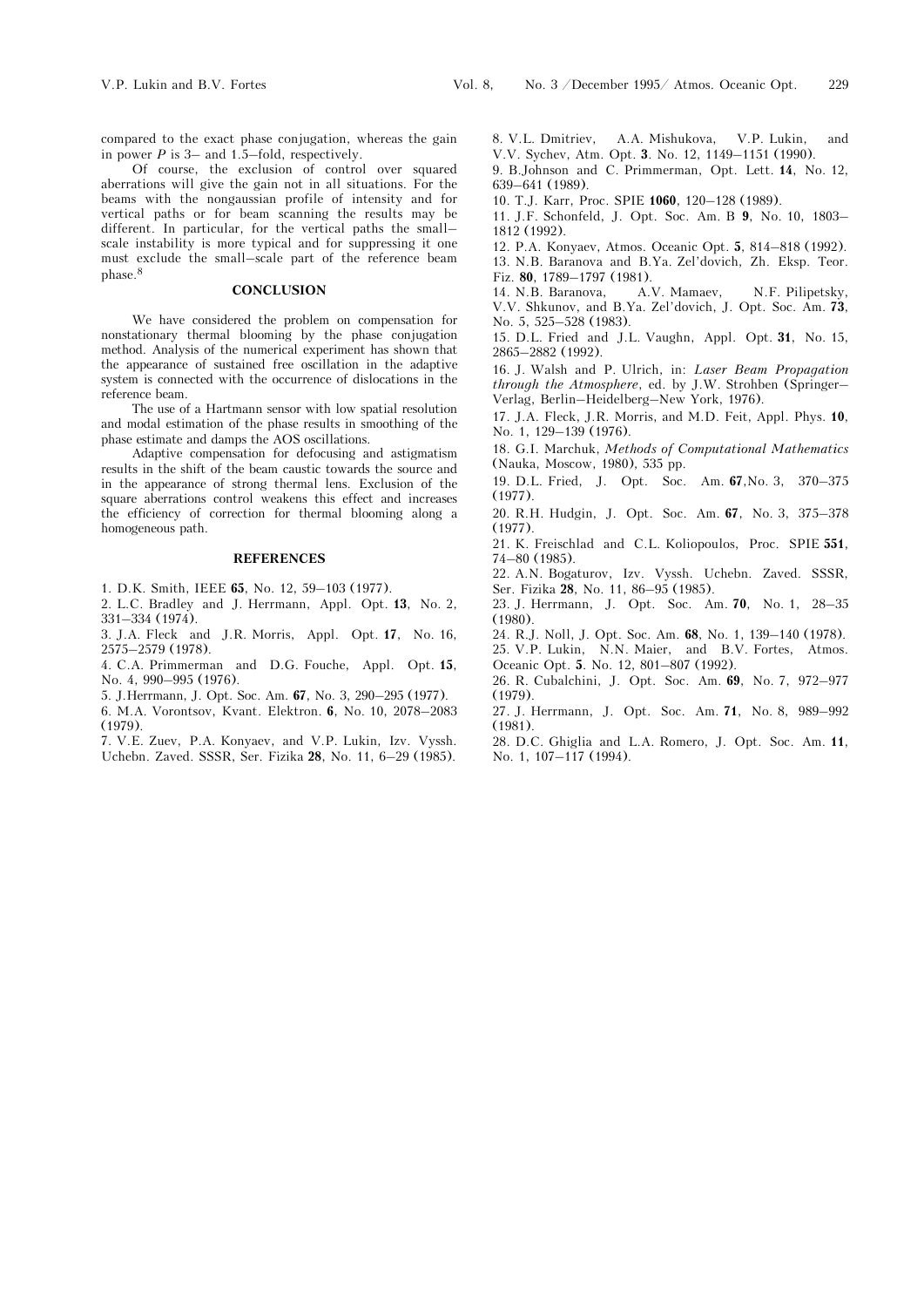compared to the exact phase conjugation, whereas the gain in power $P$ is 3– and 1.5–fold, respectively.

Of course, the exclusion of control over squared aberrations will give the gain not in all situations. For the beams with the nongaussian profile of intensity and for vertical paths or for beam scanning the results may be different. In particular, for the vertical paths the small–scale instability is more typical and for suppressing it one must exclude the small–scale part of the reference beam phase.[8]

## CONCLUSION

We have considered the problem on compensation for nonstationary thermal blooming by the phase conjugation method. Analysis of the numerical experiment has shown that the appearance of sustained free oscillation in the adaptive system is connected with the occurrence of dislocations in the reference beam.

The use of a Hartmann sensor with low spatial resolution and modal estimation of the phase results in smoothing of the phase estimate and damps the AOS oscillations.

Adaptive compensation for defocusing and astigmatism results in the shift of the beam caustic towards the source and in the appearance of strong thermal lens. Exclusion of the square aberrations control weakens this effect and increases the efficiency of correction for thermal blooming along a homogeneous path.

## REFERENCES

1. D.K. Smith, IEEE **65**, No. 12, 59–103 (1977).
2. L.C. Bradley and J. Herrmann, Appl. Opt. **13**, No. 2, 331–334 (1974).
3. J.A. Fleck and J.R. Morris, Appl. Opt. **17**, No. 16, 2575–2579 (1978).
4. C.A. Primmerman and D.G. Fouche, Appl. Opt. **15**, No. 4, 990–995 (1976).
5. J.Herrmann, J. Opt. Soc. Am. **67**, No. 3, 290–295 (1977).
6. M.A. Vorontsov, Kvant. Elektron. **6**, No. 10, 2078–2083 (1979).
7. V.E. Zuev, P.A. Konyaev, and V.P. Lukin, Izv. Vyssh. Uchebn. Zaved. SSSR, Ser. Fizika **28**, No. 11, 6–29 (1985).
8. V.L. Dmitriev, A.A. Mishukova, V.P. Lukin, and V.V. Sychev, Atm. Opt. **3**. No. 12, 1149–1151 (1990).
9. B.Johnson and C. Primmerman, Opt. Lett. **14**, No. 12, 639–641 (1989).
10. T.J. Karr, Proc. SPIE **1060**, 120–128 (1989).
11. J.F. Schonfeld, J. Opt. Soc. Am. B **9**, No. 10, 1803–1812 (1992).
12. P.A. Konyaev, Atmos. Oceanic Opt. **5**, 814–818 (1992).
13. N.B. Baranova and B.Ya. Zel'dovich, Zh. Eksp. Teor. Fiz. **80**, 1789–1797 (1981).
14. N.B. Baranova, A.V. Mamaev, N.F. Pilipetsky, V.V. Shkunov, and B.Ya. Zel'dovich, J. Opt. Soc. Am. **73**, No. 5, 525–528 (1983).
15. D.L. Fried and J.L. Vaughn, Appl. Opt. **31**, No. 15, 2865–2882 (1992).
16. J. Walsh and P. Ulrich, in: *Laser Beam Propagation through the Atmosphere*, ed. by J.W. Strohben (Springer–Verlag, Berlin–Heidelberg–New York, 1976).
17. J.A. Fleck, J.R. Morris, and M.D. Feit, Appl. Phys. **10**, No. 1, 129–139 (1976).
18. G.I. Marchuk, *Methods of Computational Mathematics* (Nauka, Moscow, 1980), 535 pp.
19. D.L. Fried, J. Opt. Soc. Am. **67**,No. 3, 370–375 (1977).
20. R.H. Hudgin, J. Opt. Soc. Am. **67**, No. 3, 375–378 (1977).
21. K. Freischlad and C.L. Koliopoulos, Proc. SPIE **551**, 74–80 (1985).
22. A.N. Bogaturov, Izv. Vyssh. Uchebn. Zaved. SSSR, Ser. Fizika **28**, No. 11, 86–95 (1985).
23. J. Herrmann, J. Opt. Soc. Am. **70**, No. 1, 28–35 (1980).
24. R.J. Noll, J. Opt. Soc. Am. **68**, No. 1, 139–140 (1978).
25. V.P. Lukin, N.N. Maier, and B.V. Fortes, Atmos. Oceanic Opt. **5**. No. 12, 801–807 (1992).
26. R. Cubalchini, J. Opt. Soc. Am. **69**, No. 7, 972–977 (1979).
27. J. Herrmann, J. Opt. Soc. Am. **71**, No. 8, 989–992 (1981).
28. D.C. Ghiglia and L.A. Romero, J. Opt. Soc. Am. **11**, No. 1, 107–117 (1994).